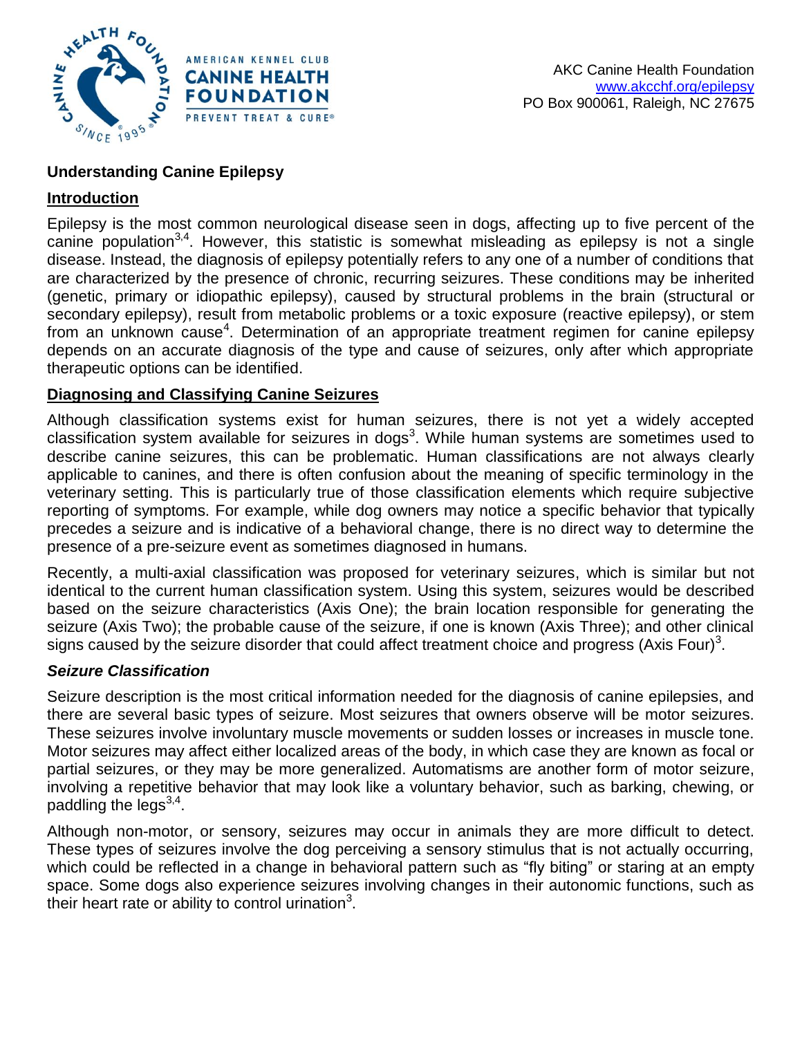AKC Canine Health Foundation
www.akcchf.org/epilepsy
PO Box 900061, Raleigh, NC 27675

# Understanding Canine Epilepsy

## Introduction

Epilepsy is the most common neurological disease seen in dogs, affecting up to five percent of the canine population[3,4]. However, this statistic is somewhat misleading as epilepsy is not a single disease. Instead, the diagnosis of epilepsy potentially refers to any one of a number of conditions that are characterized by the presence of chronic, recurring seizures. These conditions may be inherited (genetic, primary or idiopathic epilepsy), caused by structural problems in the brain (structural or secondary epilepsy), result from metabolic problems or a toxic exposure (reactive epilepsy), or stem from an unknown cause[4]. Determination of an appropriate treatment regimen for canine epilepsy depends on an accurate diagnosis of the type and cause of seizures, only after which appropriate therapeutic options can be identified.

## Diagnosing and Classifying Canine Seizures

Although classification systems exist for human seizures, there is not yet a widely accepted classification system available for seizures in dogs[3]. While human systems are sometimes used to describe canine seizures, this can be problematic. Human classifications are not always clearly applicable to canines, and there is often confusion about the meaning of specific terminology in the veterinary setting. This is particularly true of those classification elements which require subjective reporting of symptoms. For example, while dog owners may notice a specific behavior that typically precedes a seizure and is indicative of a behavioral change, there is no direct way to determine the presence of a pre-seizure event as sometimes diagnosed in humans.

Recently, a multi-axial classification was proposed for veterinary seizures, which is similar but not identical to the current human classification system. Using this system, seizures would be described based on the seizure characteristics (Axis One); the brain location responsible for generating the seizure (Axis Two); the probable cause of the seizure, if one is known (Axis Three); and other clinical signs caused by the seizure disorder that could affect treatment choice and progress (Axis Four)[3].

### *Seizure Classification*

Seizure description is the most critical information needed for the diagnosis of canine epilepsies, and there are several basic types of seizure. Most seizures that owners observe will be motor seizures. These seizures involve involuntary muscle movements or sudden losses or increases in muscle tone. Motor seizures may affect either localized areas of the body, in which case they are known as focal or partial seizures, or they may be more generalized. Automatisms are another form of motor seizure, involving a repetitive behavior that may look like a voluntary behavior, such as barking, chewing, or paddling the legs[3,4].

Although non-motor, or sensory, seizures may occur in animals they are more difficult to detect. These types of seizures involve the dog perceiving a sensory stimulus that is not actually occurring, which could be reflected in a change in behavioral pattern such as "fly biting" or staring at an empty space. Some dogs also experience seizures involving changes in their autonomic functions, such as their heart rate or ability to control urination[3].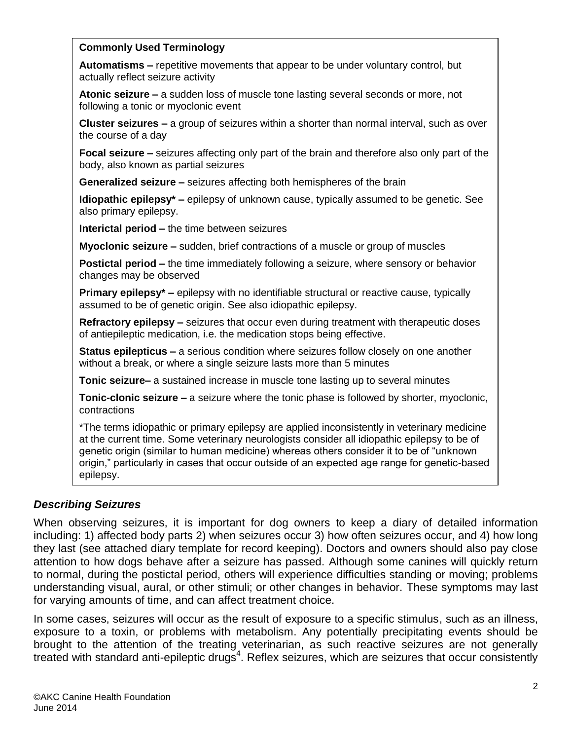**Commonly Used Terminology**

**Automatisms –** repetitive movements that appear to be under voluntary control, but actually reflect seizure activity

**Atonic seizure –** a sudden loss of muscle tone lasting several seconds or more, not following a tonic or myoclonic event

**Cluster seizures –** a group of seizures within a shorter than normal interval, such as over the course of a day

**Focal seizure –** seizures affecting only part of the brain and therefore also only part of the body, also known as partial seizures

**Generalized seizure –** seizures affecting both hemispheres of the brain

**Idiopathic epilepsy* –** epilepsy of unknown cause, typically assumed to be genetic. See also primary epilepsy.

**Interictal period –** the time between seizures

**Myoclonic seizure –** sudden, brief contractions of a muscle or group of muscles

**Postictal period –** the time immediately following a seizure, where sensory or behavior changes may be observed

**Primary epilepsy* –** epilepsy with no identifiable structural or reactive cause, typically assumed to be of genetic origin. See also idiopathic epilepsy.

**Refractory epilepsy –** seizures that occur even during treatment with therapeutic doses of antiepileptic medication, i.e. the medication stops being effective.

**Status epilepticus –** a serious condition where seizures follow closely on one another without a break, or where a single seizure lasts more than 5 minutes

**Tonic seizure–** a sustained increase in muscle tone lasting up to several minutes

**Tonic-clonic seizure –** a seizure where the tonic phase is followed by shorter, myoclonic, contractions

*The terms idiopathic or primary epilepsy are applied inconsistently in veterinary medicine at the current time. Some veterinary neurologists consider all idiopathic epilepsy to be of genetic origin (similar to human medicine) whereas others consider it to be of "unknown origin," particularly in cases that occur outside of an expected age range for genetic-based epilepsy.

### *Describing Seizures*

When observing seizures, it is important for dog owners to keep a diary of detailed information including: 1) affected body parts 2) when seizures occur 3) how often seizures occur, and 4) how long they last (see attached diary template for record keeping). Doctors and owners should also pay close attention to how dogs behave after a seizure has passed. Although some canines will quickly return to normal, during the postictal period, others will experience difficulties standing or moving; problems understanding visual, aural, or other stimuli; or other changes in behavior. These symptoms may last for varying amounts of time, and can affect treatment choice.

In some cases, seizures will occur as the result of exposure to a specific stimulus, such as an illness, exposure to a toxin, or problems with metabolism. Any potentially precipitating events should be brought to the attention of the treating veterinarian, as such reactive seizures are not generally treated with standard anti-epileptic drugs[4]. Reflex seizures, which are seizures that occur consistently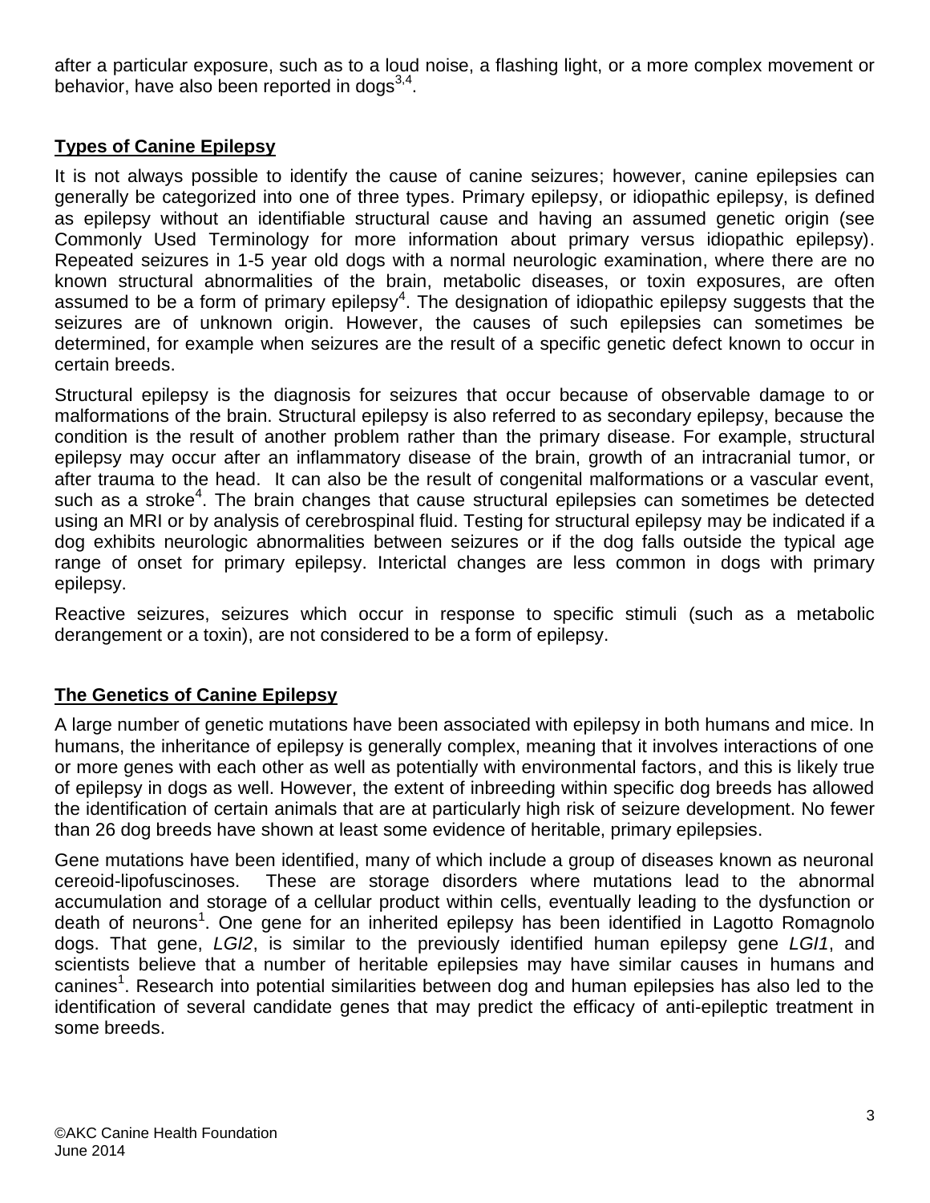after a particular exposure, such as to a loud noise, a flashing light, or a more complex movement or behavior, have also been reported in dogs[3,4].

## Types of Canine Epilepsy

It is not always possible to identify the cause of canine seizures; however, canine epilepsies can generally be categorized into one of three types. Primary epilepsy, or idiopathic epilepsy, is defined as epilepsy without an identifiable structural cause and having an assumed genetic origin (see Commonly Used Terminology for more information about primary versus idiopathic epilepsy). Repeated seizures in 1-5 year old dogs with a normal neurologic examination, where there are no known structural abnormalities of the brain, metabolic diseases, or toxin exposures, are often assumed to be a form of primary epilepsy[4]. The designation of idiopathic epilepsy suggests that the seizures are of unknown origin. However, the causes of such epilepsies can sometimes be determined, for example when seizures are the result of a specific genetic defect known to occur in certain breeds.

Structural epilepsy is the diagnosis for seizures that occur because of observable damage to or malformations of the brain. Structural epilepsy is also referred to as secondary epilepsy, because the condition is the result of another problem rather than the primary disease. For example, structural epilepsy may occur after an inflammatory disease of the brain, growth of an intracranial tumor, or after trauma to the head. It can also be the result of congenital malformations or a vascular event, such as a stroke[4]. The brain changes that cause structural epilepsies can sometimes be detected using an MRI or by analysis of cerebrospinal fluid. Testing for structural epilepsy may be indicated if a dog exhibits neurologic abnormalities between seizures or if the dog falls outside the typical age range of onset for primary epilepsy. Interictal changes are less common in dogs with primary epilepsy.

Reactive seizures, seizures which occur in response to specific stimuli (such as a metabolic derangement or a toxin), are not considered to be a form of epilepsy.

## The Genetics of Canine Epilepsy

A large number of genetic mutations have been associated with epilepsy in both humans and mice. In humans, the inheritance of epilepsy is generally complex, meaning that it involves interactions of one or more genes with each other as well as potentially with environmental factors, and this is likely true of epilepsy in dogs as well. However, the extent of inbreeding within specific dog breeds has allowed the identification of certain animals that are at particularly high risk of seizure development. No fewer than 26 dog breeds have shown at least some evidence of heritable, primary epilepsies.

Gene mutations have been identified, many of which include a group of diseases known as neuronal cereoid-lipofuscinoses. These are storage disorders where mutations lead to the abnormal accumulation and storage of a cellular product within cells, eventually leading to the dysfunction or death of neurons[1]. One gene for an inherited epilepsy has been identified in Lagotto Romagnolo dogs. That gene, *LGI2*, is similar to the previously identified human epilepsy gene *LGI1*, and scientists believe that a number of heritable epilepsies may have similar causes in humans and canines[1]. Research into potential similarities between dog and human epilepsies has also led to the identification of several candidate genes that may predict the efficacy of anti-epileptic treatment in some breeds.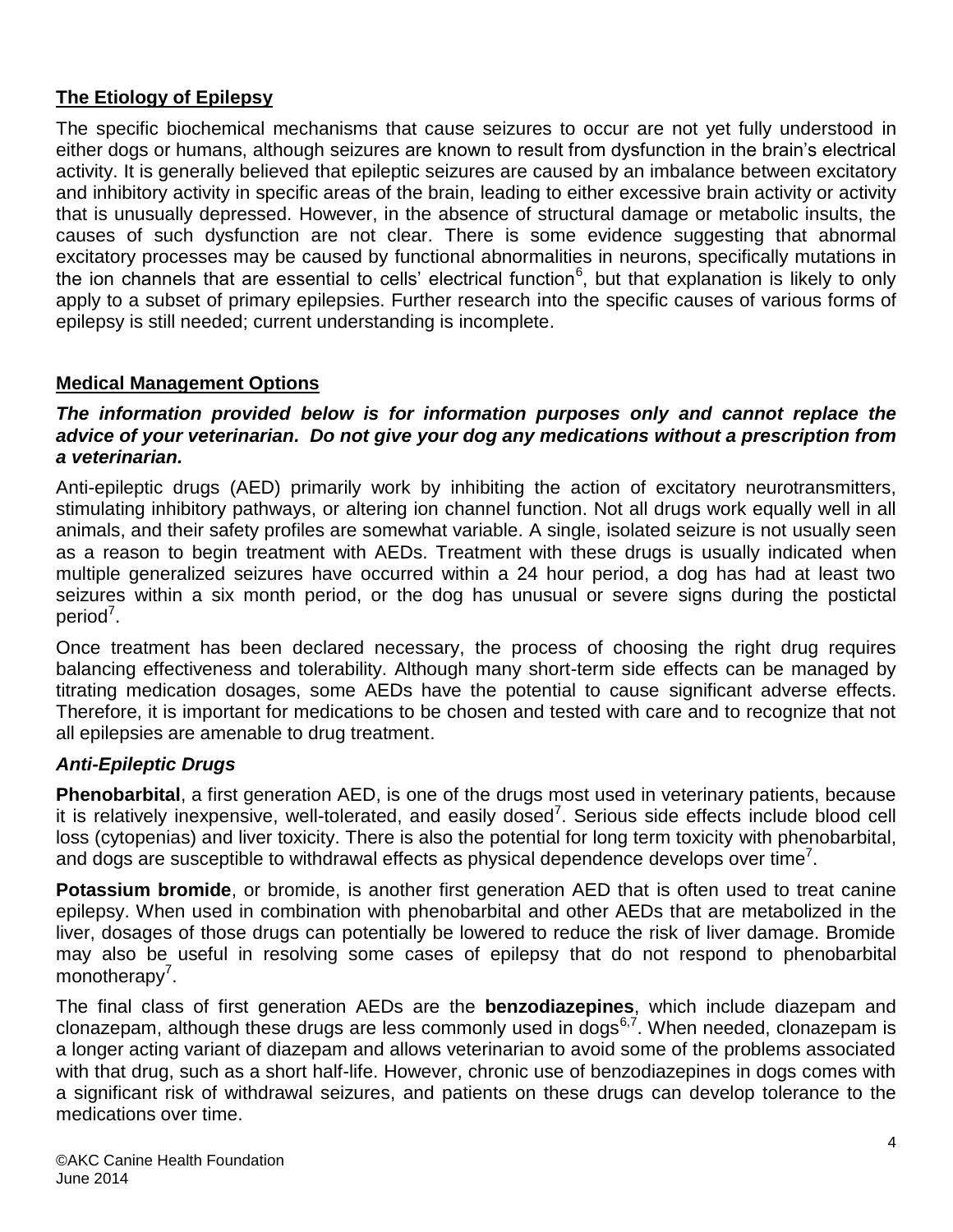## The Etiology of Epilepsy

The specific biochemical mechanisms that cause seizures to occur are not yet fully understood in either dogs or humans, although seizures are known to result from dysfunction in the brain's electrical activity. It is generally believed that epileptic seizures are caused by an imbalance between excitatory and inhibitory activity in specific areas of the brain, leading to either excessive brain activity or activity that is unusually depressed. However, in the absence of structural damage or metabolic insults, the causes of such dysfunction are not clear. There is some evidence suggesting that abnormal excitatory processes may be caused by functional abnormalities in neurons, specifically mutations in the ion channels that are essential to cells' electrical function[6], but that explanation is likely to only apply to a subset of primary epilepsies. Further research into the specific causes of various forms of epilepsy is still needed; current understanding is incomplete.

## Medical Management Options

***The information provided below is for information purposes only and cannot replace the advice of your veterinarian. Do not give your dog any medications without a prescription from a veterinarian.***

Anti-epileptic drugs (AED) primarily work by inhibiting the action of excitatory neurotransmitters, stimulating inhibitory pathways, or altering ion channel function. Not all drugs work equally well in all animals, and their safety profiles are somewhat variable. A single, isolated seizure is not usually seen as a reason to begin treatment with AEDs. Treatment with these drugs is usually indicated when multiple generalized seizures have occurred within a 24 hour period, a dog has had at least two seizures within a six month period, or the dog has unusual or severe signs during the postictal period[7].

Once treatment has been declared necessary, the process of choosing the right drug requires balancing effectiveness and tolerability. Although many short-term side effects can be managed by titrating medication dosages, some AEDs have the potential to cause significant adverse effects. Therefore, it is important for medications to be chosen and tested with care and to recognize that not all epilepsies are amenable to drug treatment.

### *Anti-Epileptic Drugs*

**Phenobarbital**, a first generation AED, is one of the drugs most used in veterinary patients, because it is relatively inexpensive, well-tolerated, and easily dosed[7]. Serious side effects include blood cell loss (cytopenias) and liver toxicity. There is also the potential for long term toxicity with phenobarbital, and dogs are susceptible to withdrawal effects as physical dependence develops over time[7].

**Potassium bromide**, or bromide, is another first generation AED that is often used to treat canine epilepsy. When used in combination with phenobarbital and other AEDs that are metabolized in the liver, dosages of those drugs can potentially be lowered to reduce the risk of liver damage. Bromide may also be useful in resolving some cases of epilepsy that do not respond to phenobarbital monotherapy[7].

The final class of first generation AEDs are the **benzodiazepines**, which include diazepam and clonazepam, although these drugs are less commonly used in dogs[6,7]. When needed, clonazepam is a longer acting variant of diazepam and allows veterinarian to avoid some of the problems associated with that drug, such as a short half-life. However, chronic use of benzodiazepines in dogs comes with a significant risk of withdrawal seizures, and patients on these drugs can develop tolerance to the medications over time.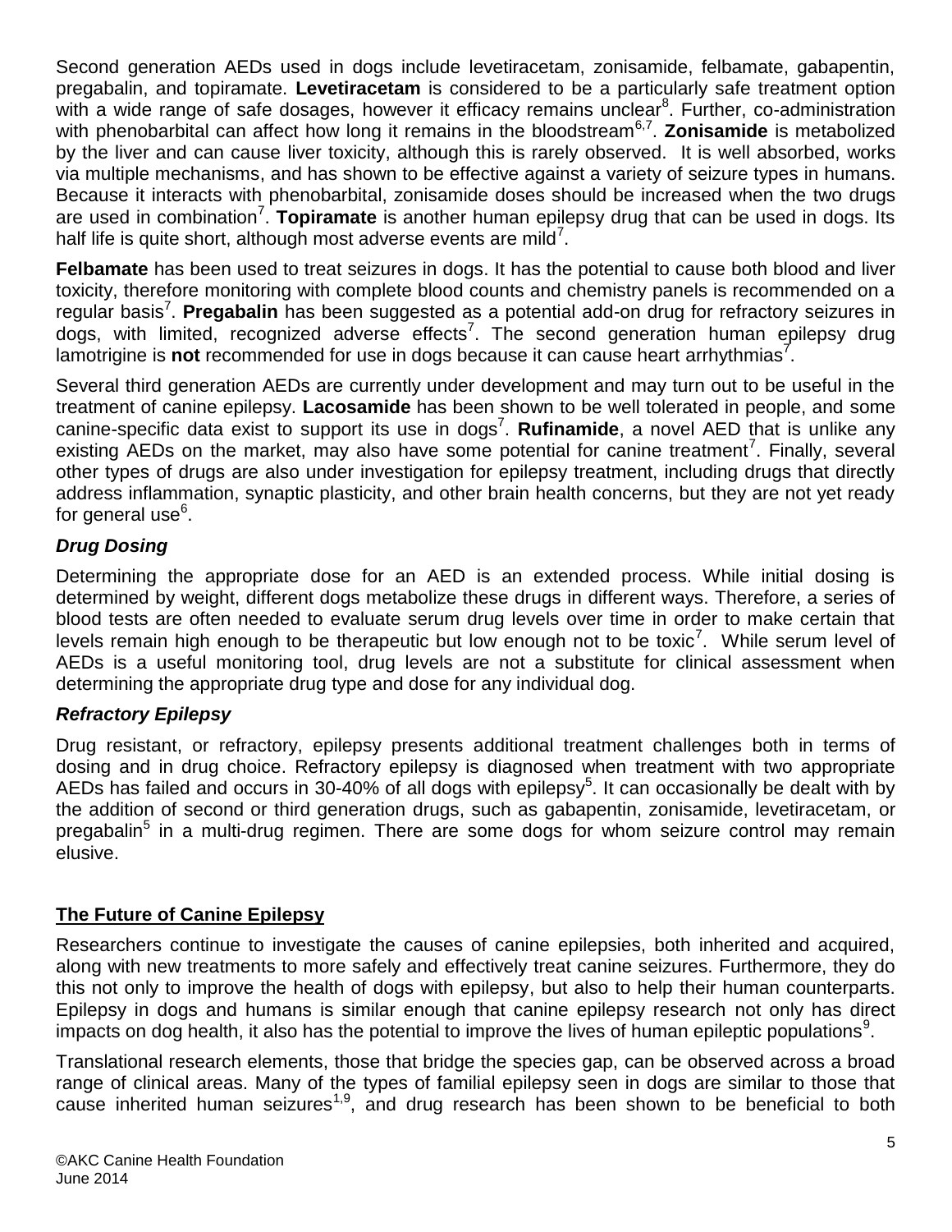Second generation AEDs used in dogs include levetiracetam, zonisamide, felbamate, gabapentin, pregabalin, and topiramate. **Levetiracetam** is considered to be a particularly safe treatment option with a wide range of safe dosages, however it efficacy remains unclear[8]. Further, co-administration with phenobarbital can affect how long it remains in the bloodstream[6,7]. **Zonisamide** is metabolized by the liver and can cause liver toxicity, although this is rarely observed. It is well absorbed, works via multiple mechanisms, and has shown to be effective against a variety of seizure types in humans. Because it interacts with phenobarbital, zonisamide doses should be increased when the two drugs are used in combination[7]. **Topiramate** is another human epilepsy drug that can be used in dogs. Its half life is quite short, although most adverse events are mild[7].

**Felbamate** has been used to treat seizures in dogs. It has the potential to cause both blood and liver toxicity, therefore monitoring with complete blood counts and chemistry panels is recommended on a regular basis[7]. **Pregabalin** has been suggested as a potential add-on drug for refractory seizures in dogs, with limited, recognized adverse effects[7]. The second generation human epilepsy drug lamotrigine is **not** recommended for use in dogs because it can cause heart arrhythmias[7].

Several third generation AEDs are currently under development and may turn out to be useful in the treatment of canine epilepsy. **Lacosamide** has been shown to be well tolerated in people, and some canine-specific data exist to support its use in dogs[7]. **Rufinamide**, a novel AED that is unlike any existing AEDs on the market, may also have some potential for canine treatment[7]. Finally, several other types of drugs are also under investigation for epilepsy treatment, including drugs that directly address inflammation, synaptic plasticity, and other brain health concerns, but they are not yet ready for general use[6].

### *Drug Dosing*

Determining the appropriate dose for an AED is an extended process. While initial dosing is determined by weight, different dogs metabolize these drugs in different ways. Therefore, a series of blood tests are often needed to evaluate serum drug levels over time in order to make certain that levels remain high enough to be therapeutic but low enough not to be toxic[7]. While serum level of AEDs is a useful monitoring tool, drug levels are not a substitute for clinical assessment when determining the appropriate drug type and dose for any individual dog.

### *Refractory Epilepsy*

Drug resistant, or refractory, epilepsy presents additional treatment challenges both in terms of dosing and in drug choice. Refractory epilepsy is diagnosed when treatment with two appropriate AEDs has failed and occurs in 30-40% of all dogs with epilepsy[5]. It can occasionally be dealt with by the addition of second or third generation drugs, such as gabapentin, zonisamide, levetiracetam, or pregabalin[5] in a multi-drug regimen. There are some dogs for whom seizure control may remain elusive.

## The Future of Canine Epilepsy

Researchers continue to investigate the causes of canine epilepsies, both inherited and acquired, along with new treatments to more safely and effectively treat canine seizures. Furthermore, they do this not only to improve the health of dogs with epilepsy, but also to help their human counterparts. Epilepsy in dogs and humans is similar enough that canine epilepsy research not only has direct impacts on dog health, it also has the potential to improve the lives of human epileptic populations[9].

Translational research elements, those that bridge the species gap, can be observed across a broad range of clinical areas. Many of the types of familial epilepsy seen in dogs are similar to those that cause inherited human seizures[1,9], and drug research has been shown to be beneficial to both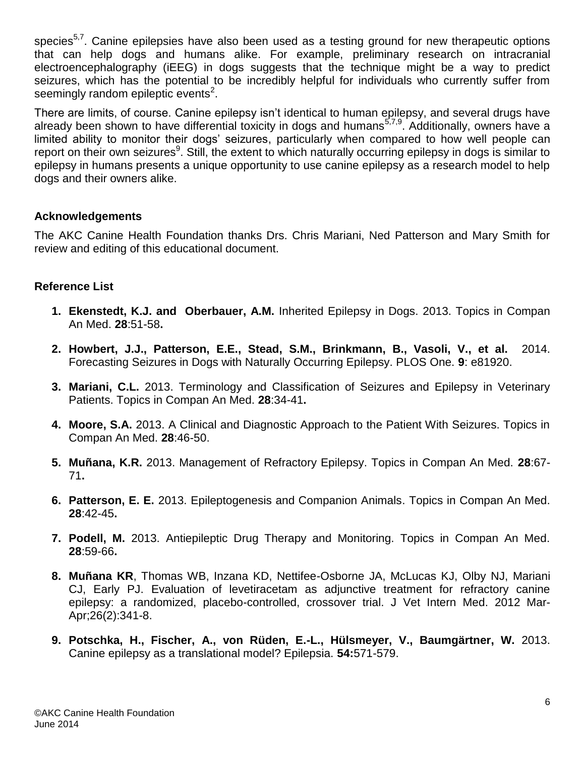species[5,7]. Canine epilepsies have also been used as a testing ground for new therapeutic options that can help dogs and humans alike. For example, preliminary research on intracranial electroencephalography (iEEG) in dogs suggests that the technique might be a way to predict seizures, which has the potential to be incredibly helpful for individuals who currently suffer from seemingly random epileptic events[2].

There are limits, of course. Canine epilepsy isn't identical to human epilepsy, and several drugs have already been shown to have differential toxicity in dogs and humans[5,7,9]. Additionally, owners have a limited ability to monitor their dogs' seizures, particularly when compared to how well people can report on their own seizures[9]. Still, the extent to which naturally occurring epilepsy in dogs is similar to epilepsy in humans presents a unique opportunity to use canine epilepsy as a research model to help dogs and their owners alike.

### Acknowledgements

The AKC Canine Health Foundation thanks Drs. Chris Mariani, Ned Patterson and Mary Smith for review and editing of this educational document.

### Reference List

1. **Ekenstedt, K.J. and Oberbauer, A.M.** Inherited Epilepsy in Dogs. 2013. Topics in Compan An Med. **28**:51-58**.**
2. **Howbert, J.J., Patterson, E.E., Stead, S.M., Brinkmann, B., Vasoli, V., et al.** 2014. Forecasting Seizures in Dogs with Naturally Occurring Epilepsy. PLOS One. **9**: e81920.
3. **Mariani, C.L.** 2013. Terminology and Classification of Seizures and Epilepsy in Veterinary Patients. Topics in Compan An Med. **28**:34-41**.**
4. **Moore, S.A.** 2013. A Clinical and Diagnostic Approach to the Patient With Seizures. Topics in Compan An Med. **28**:46-50.
5. **Muñana, K.R.** 2013. Management of Refractory Epilepsy. Topics in Compan An Med. **28**:67-71**.**
6. **Patterson, E. E.** 2013. Epileptogenesis and Companion Animals. Topics in Compan An Med. **28**:42-45**.**
7. **Podell, M.** 2013. Antiepileptic Drug Therapy and Monitoring. Topics in Compan An Med. **28**:59-66**.**
8. **Muñana KR**, Thomas WB, Inzana KD, Nettifee-Osborne JA, McLucas KJ, Olby NJ, Mariani CJ, Early PJ. Evaluation of levetiracetam as adjunctive treatment for refractory canine epilepsy: a randomized, placebo-controlled, crossover trial. J Vet Intern Med. 2012 Mar-Apr;26(2):341-8.
9. **Potschka, H., Fischer, A., von Rüden, E.-L., Hülsmeyer, V., Baumgärtner, W.** 2013. Canine epilepsy as a translational model? Epilepsia. **54:**571-579.

©AKC Canine Health Foundation
June 2014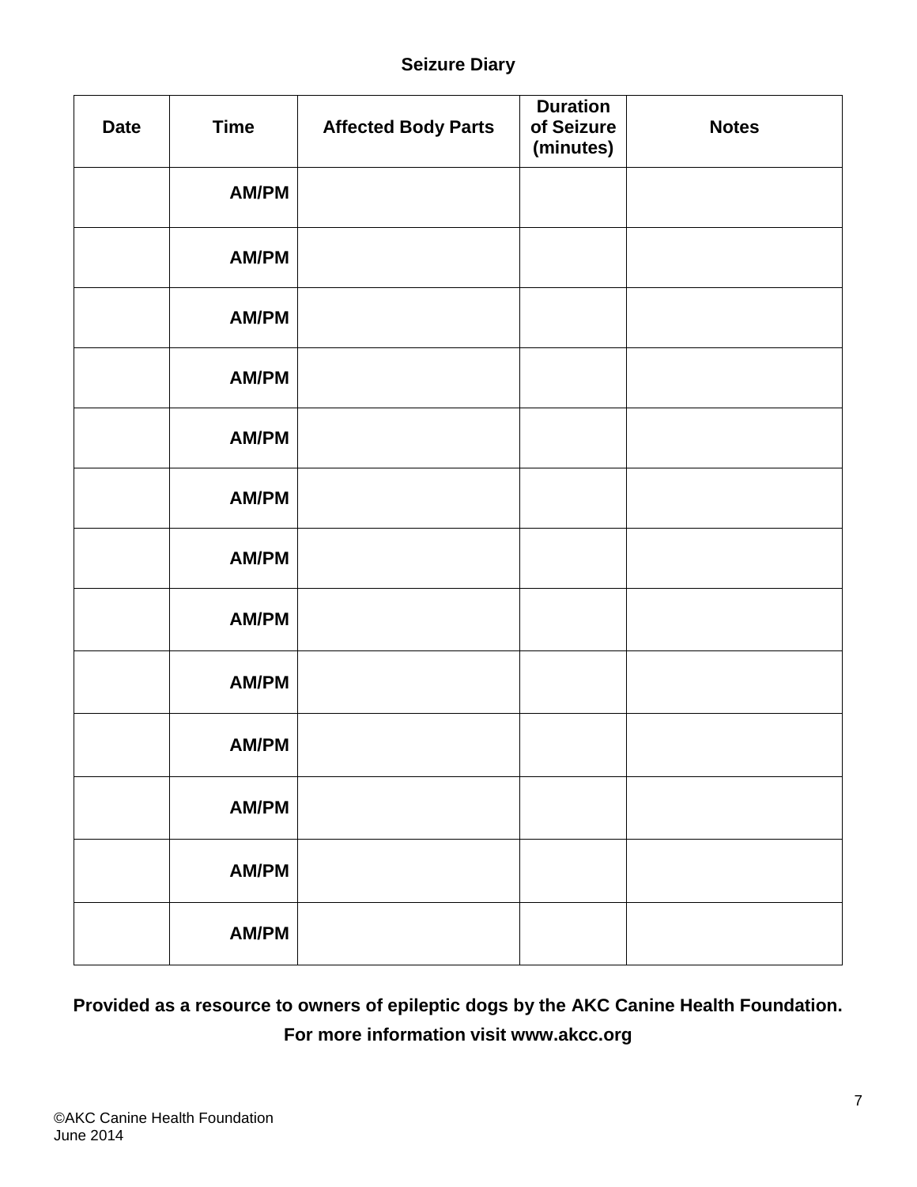**Seizure Diary**

| Date | Time | Affected Body Parts | Duration of Seizure (minutes) | Notes |
|---|---|---|---|---|
| | AM/PM | | | |
| | AM/PM | | | |
| | AM/PM | | | |
| | AM/PM | | | |
| | AM/PM | | | |
| | AM/PM | | | |
| | AM/PM | | | |
| | AM/PM | | | |
| | AM/PM | | | |
| | AM/PM | | | |
| | AM/PM | | | |
| | AM/PM | | | |
| | AM/PM | | | |

**Provided as a resource to owners of epileptic dogs by the AKC Canine Health Foundation.**
**For more information visit www.akcc.org**

©AKC Canine Health Foundation
June 2014